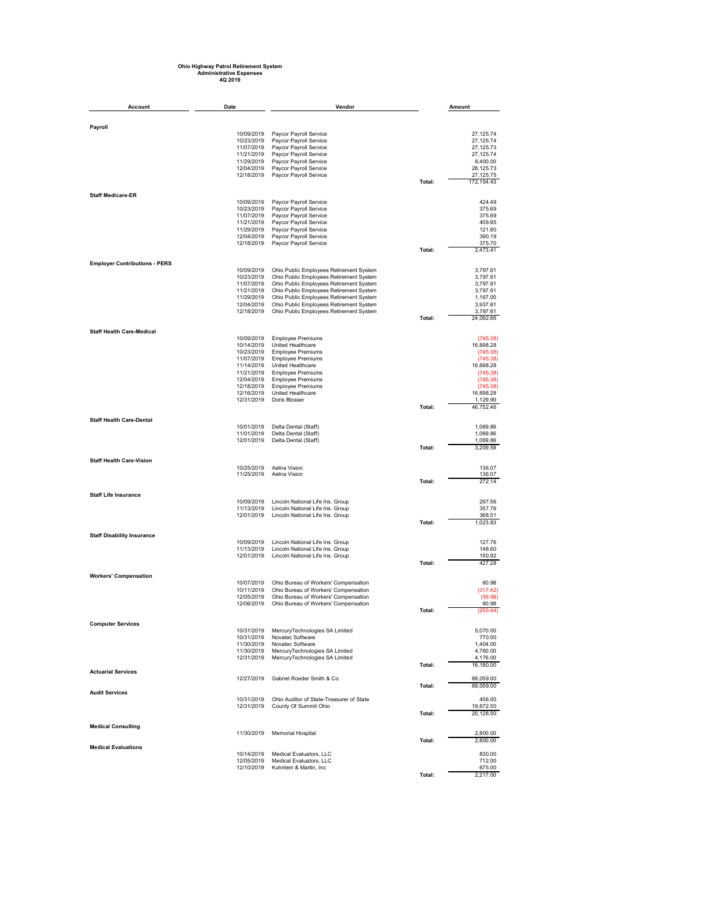**Ohio Highway Patrol Retirement System**
**Administrative Expenses**
**4Q 2019**

| Account | Date | Vendor | | Amount |
|---|---|---|---|---|
| **Payroll** | | | | |
| | 10/09/2019 | Paycor Payroll Service | | 27,125.74 |
| | 10/23/2019 | Paycor Payroll Service | | 27,125.74 |
| | 11/07/2019 | Paycor Payroll Service | | 27,125.73 |
| | 11/21/2019 | Paycor Payroll Service | | 27,125.74 |
| | 11/29/2019 | Paycor Payroll Service | | 8,400.00 |
| | 12/04/2019 | Paycor Payroll Service | | 28,125.73 |
| | 12/18/2019 | Paycor Payroll Service | | 27,125.75 |
| | | | Total: | 172,154.43 |
| **Staff Medicare-ER** | | | | |
| | 10/09/2019 | Paycor Payroll Service | | 424.49 |
| | 10/23/2019 | Paycor Payroll Service | | 375.69 |
| | 11/07/2019 | Paycor Payroll Service | | 375.69 |
| | 11/21/2019 | Paycor Payroll Service | | 409.85 |
| | 11/29/2019 | Paycor Payroll Service | | 121.80 |
| | 12/04/2019 | Paycor Payroll Service | | 390.19 |
| | 12/18/2019 | Paycor Payroll Service | | 375.70 |
| | | | Total: | 2,473.41 |
| **Employer Contributions - PERS** | | | | |
| | 10/09/2019 | Ohio Public Employees Retirement System | | 3,797.61 |
| | 10/23/2019 | Ohio Public Employees Retirement System | | 3,797.61 |
| | 11/07/2019 | Ohio Public Employees Retirement System | | 3,797.61 |
| | 11/21/2019 | Ohio Public Employees Retirement System | | 3,797.61 |
| | 11/29/2019 | Ohio Public Employees Retirement System | | 1,167.00 |
| | 12/04/2019 | Ohio Public Employees Retirement System | | 3,937.61 |
| | 12/18/2019 | Ohio Public Employees Retirement System | | 3,797.61 |
| | | | Total: | 24,092.66 |
| **Staff Health Care-Medical** | | | | |
| | 10/09/2019 | Employee Premiums | | (745.38) |
| | 10/14/2019 | United Healthcare | | 16,698.28 |
| | 10/23/2019 | Employee Premiums | | (745.38) |
| | 11/07/2019 | Employee Premiums | | (745.38) |
| | 11/14/2019 | United Healthcare | | 16,698.28 |
| | 11/21/2019 | Employee Premiums | | (745.38) |
| | 12/04/2019 | Employee Premiums | | (745.38) |
| | 12/18/2019 | Employee Premiums | | (745.38) |
| | 12/16/2019 | United Healthcare | | 16,698.28 |
| | 12/31/2019 | Doris Blosser | | 1,129.90 |
| | | | Total: | 46,752.46 |
| **Staff Health Care-Dental** | | | | |
| | 10/01/2019 | Delta Dental (Staff) | | 1,069.86 |
| | 11/01/2019 | Delta Dental (Staff) | | 1,069.86 |
| | 12/01/2019 | Delta Dental (Staff) | | 1,069.86 |
| | | | Total: | 3,209.58 |
| **Staff Health Care-Vision** | | | | |
| | 10/25/2019 | Aetna Vision | | 136.07 |
| | 11/25/2019 | Aetna Vision | | 136.07 |
| | | | Total: | 272.14 |
| **Staff Life Insurance** | | | | |
| | 10/09/2019 | Lincoln National Life Ins. Group | | 297.56 |
| | 11/13/2019 | Lincoln National Life Ins. Group | | 357.76 |
| | 12/01/2019 | Lincoln National Life Ins. Group | | 368.51 |
| | | | Total: | 1,023.83 |
| **Staff Disability Insurance** | | | | |
| | 10/09/2019 | Lincoln National Life Ins. Group | | 127.76 |
| | 11/13/2019 | Lincoln National Life Ins. Group | | 148.60 |
| | 12/01/2019 | Lincoln National Life Ins. Group | | 150.92 |
| | | | Total: | 427.28 |
| **Workers' Compensation** | | | | |
| | 10/07/2019 | Ohio Bureau of Workers' Compensation | | 60.98 |
| | 10/11/2019 | Ohio Bureau of Workers' Compensation | | (317.42) |
| | 12/05/2019 | Ohio Bureau of Workers' Compensation | | (59.98) |
| | 12/06/2019 | Ohio Bureau of Workers' Compensation | | 60.98 |
| | | | Total: | (255.44) |
| **Computer Services** | | | | |
| | 10/31/2019 | MercuryTechnologies SA Limited | | 5,070.00 |
| | 10/31/2019 | Novatec Software | | 770.00 |
| | 11/30/2019 | Novatec Software | | 1,404.00 |
| | 11/30/2019 | MercuryTechnologies SA Limited | | 4,760.00 |
| | 12/31/2019 | MercuryTechnologies SA Limited | | 4,176.00 |
| | | | Total: | 16,180.00 |
| **Actuarial Services** | | | | |
| | 12/27/2019 | Gabriel Roeder Smith & Co. | | 89,059.00 |
| | | | Total: | 89,059.00 |
| **Audit Services** | | | | |
| | 10/31/2019 | Ohio Auditor of State-Treasurer of State | | 456.00 |
| | 12/31/2019 | County Of Summit Ohio | | 19,672.50 |
| | | | Total: | 20,128.50 |
| **Medical Consulting** | | | | |
| | 11/30/2019 | Memorial Hospital | | 2,800.00 |
| | | | Total: | 2,800.00 |
| **Medical Evaluations** | | | | |
| | 10/14/2019 | Medical Evaluators, LLC | | 830.00 |
| | 12/05/2019 | Medical Evaluators, LLC | | 712.00 |
| | 12/10/2019 | Kuhnlein & Martin, Inc | | 675.00 |
| | | | Total: | 2,217.00 |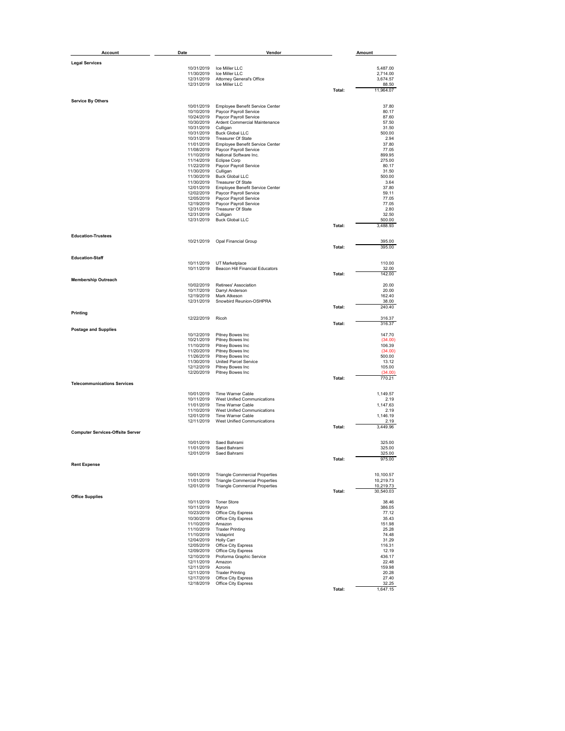| Account | Date | Vendor | | Amount |
|---|---|---|---|---|
| **Legal Services** | | | | |
| | 10/31/2019 | Ice Miller LLC | | 5,487.00 |
| | 11/30/2019 | Ice Miller LLC | | 2,714.00 |
| | 12/31/2019 | Attorney General's Office | | 3,674.57 |
| | 12/31/2019 | Ice Miller LLC | | 88.50 |
| | | | Total: | 11,964.07 |
| **Service By Others** | | | | |
| | 10/01/2019 | Employee Benefit Service Center | | 37.80 |
| | 10/10/2019 | Paycor Payroll Service | | 80.17 |
| | 10/24/2019 | Paycor Payroll Service | | 87.60 |
| | 10/30/2019 | Ardent Commercial Maintenance | | 57.50 |
| | 10/31/2019 | Culligan | | 31.50 |
| | 10/31/2019 | Buck Global LLC | | 500.00 |
| | 10/31/2019 | Treasurer Of State | | 2.94 |
| | 11/01/2019 | Employee Benefit Service Center | | 37.80 |
| | 11/08/2019 | Paycor Payroll Service | | 77.05 |
| | 11/10/2019 | National Software Inc. | | 899.95 |
| | 11/14/2019 | Eclipse Corp | | 275.00 |
| | 11/22/2019 | Paycor Payroll Service | | 80.17 |
| | 11/30/2019 | Culligan | | 31.50 |
| | 11/30/2019 | Buck Global LLC | | 500.00 |
| | 11/30/2019 | Treasurer Of State | | 3.64 |
| | 12/01/2019 | Employee Benefit Service Center | | 37.80 |
| | 12/02/2019 | Paycor Payroll Service | | 59.11 |
| | 12/05/2019 | Paycor Payroll Service | | 77.05 |
| | 12/19/2019 | Paycor Payroll Service | | 77.05 |
| | 12/31/2019 | Treasurer Of State | | 2.80 |
| | 12/31/2019 | Culligan | | 32.50 |
| | 12/31/2019 | Buck Global LLC | | 500.00 |
| | | | Total: | 3,488.93 |
| **Education-Trustees** | | | | |
| | 10/21/2019 | Opal Financial Group | | 395.00 |
| | | | Total: | 395.00 |
| **Education-Staff** | | | | |
| | 10/11/2019 | UT Marketplace | | 110.00 |
| | 10/11/2019 | Beacon Hill Financial Educators | | 32.00 |
| | | | Total: | 142.00 |
| **Membership Outreach** | | | | |
| | 10/02/2019 | Retirees' Association | | 20.00 |
| | 10/17/2019 | Darryl Anderson | | 20.00 |
| | 12/19/2019 | Mark Atkeson | | 162.40 |
| | 12/31/2019 | Snowbird Reunion-OSHPRA | | 38.00 |
| | | | Total: | 240.40 |
| **Printing** | | | | |
| | 12/22/2019 | Ricoh | | 316.37 |
| | | | Total: | 316.37 |
| **Postage and Supplies** | | | | |
| | 10/12/2019 | Pitney Bowes Inc | | 147.70 |
| | 10/21/2019 | Pitney Bowes Inc | | (34.00) |
| | 11/10/2019 | Pitney Bowes Inc | | 106.39 |
| | 11/20/2019 | Pitney Bowes Inc | | (34.00) |
| | 11/26/2019 | Pitney Bowes Inc | | 500.00 |
| | 11/30/2019 | United Parcel Service | | 13.12 |
| | 12/12/2019 | Pitney Bowes Inc | | 105.00 |
| | 12/20/2019 | Pitney Bowes Inc | | (34.00) |
| | | | Total: | 770.21 |
| **Telecommunications Services** | | | | |
| | 10/01/2019 | Time Warner Cable | | 1,149.57 |
| | 10/11/2019 | West Unified Communications | | 2.19 |
| | 11/01/2019 | Time Warner Cable | | 1,147.63 |
| | 11/10/2019 | West Unified Communications | | 2.19 |
| | 12/01/2019 | Time Warner Cable | | 1,146.19 |
| | 12/11/2019 | West Unified Communications | | 2.19 |
| | | | Total: | 3,449.96 |
| **Computer Services-Offsite Server** | | | | |
| | 10/01/2019 | Saed Bahrami | | 325.00 |
| | 11/01/2019 | Saed Bahrami | | 325.00 |
| | 12/01/2019 | Saed Bahrami | | 325.00 |
| | | | Total: | 975.00 |
| **Rent Expense** | | | | |
| | 10/01/2019 | Triangle Commercial Properties | | 10,100.57 |
| | 11/01/2019 | Triangle Commercial Properties | | 10,219.73 |
| | 12/01/2019 | Triangle Commercial Properties | | 10,219.73 |
| | | | Total: | 30,540.03 |
| **Office Supplies** | | | | |
| | 10/11/2019 | Toner Store | | 38.46 |
| | 10/11/2019 | Myron | | 386.05 |
| | 10/23/2019 | Office City Express | | 77.12 |
| | 10/30/2019 | Office City Express | | 35.43 |
| | 11/10/2019 | Amazon | | 151.98 |
| | 11/10/2019 | Traxler Printing | | 25.28 |
| | 11/10/2019 | Vistaprint | | 74.48 |
| | 12/04/2019 | Holly Carr | | 31.29 |
| | 12/05/2019 | Office City Express | | 116.31 |
| | 12/09/2019 | Office City Express | | 12.19 |
| | 12/10/2019 | Proforma Graphic Service | | 436.17 |
| | 12/11/2019 | Amazon | | 22.48 |
| | 12/11/2019 | Acronis | | 159.98 |
| | 12/11/2019 | Traxler Printing | | 20.28 |
| | 12/17/2019 | Office City Express | | 27.40 |
| | 12/18/2019 | Office City Express | | 32.25 |
| | | | Total: | 1,647.15 |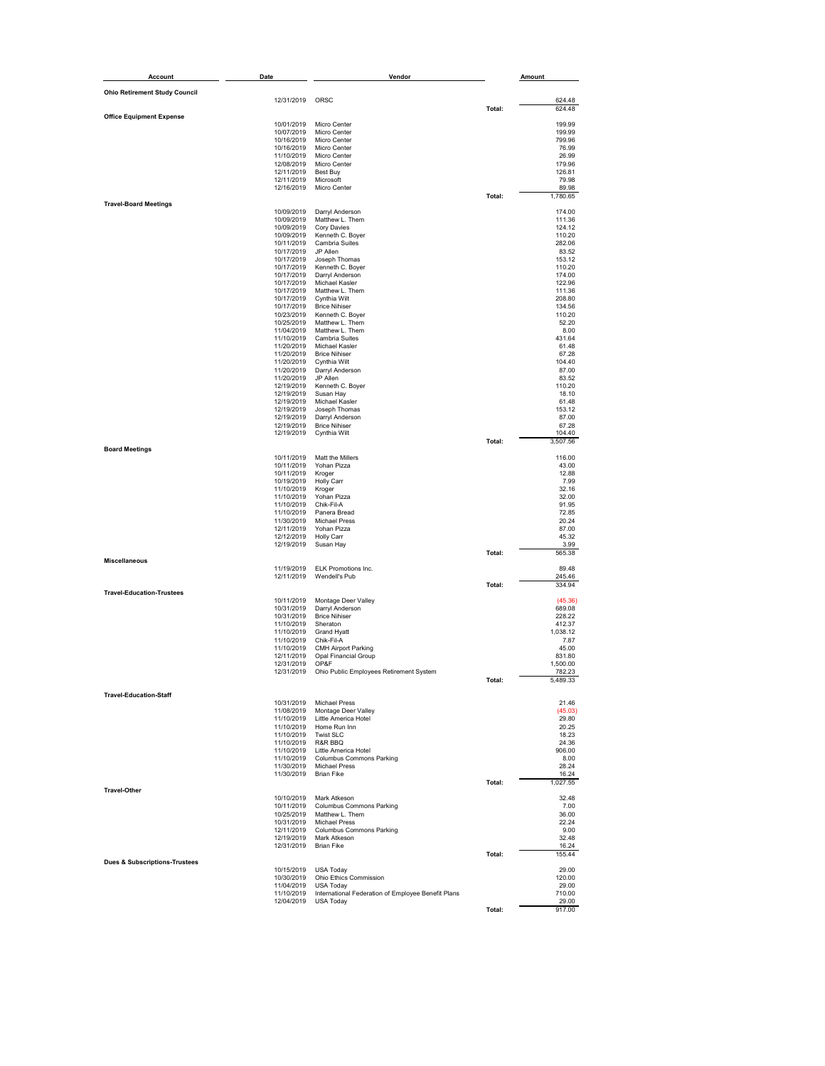| Account | Date | Vendor | | Amount |
|---|---|---|---|---|
| **Ohio Retirement Study Council** | | | | |
| | 12/31/2019 | ORSC | | 624.48 |
| | | | Total: | 624.48 |
| **Office Equipment Expense** | | | | |
| | 10/01/2019 | Micro Center | | 199.99 |
| | 10/07/2019 | Micro Center | | 199.99 |
| | 10/16/2019 | Micro Center | | 799.96 |
| | 10/16/2019 | Micro Center | | 76.99 |
| | 11/10/2019 | Micro Center | | 26.99 |
| | 12/08/2019 | Micro Center | | 179.96 |
| | 12/11/2019 | Best Buy | | 126.81 |
| | 12/11/2019 | Microsoft | | 79.98 |
| | 12/16/2019 | Micro Center | | 89.98 |
| | | | Total: | 1,780.65 |
| **Travel-Board Meetings** | | | | |
| | 10/09/2019 | Darryl Anderson | | 174.00 |
| | 10/09/2019 | Matthew L. Them | | 111.36 |
| | 10/09/2019 | Cory Davies | | 124.12 |
| | 10/09/2019 | Kenneth C. Boyer | | 110.20 |
| | 10/11/2019 | Cambria Suites | | 282.06 |
| | 10/17/2019 | JP Allen | | 83.52 |
| | 10/17/2019 | Joseph Thomas | | 153.12 |
| | 10/17/2019 | Kenneth C. Boyer | | 110.20 |
| | 10/17/2019 | Darryl Anderson | | 174.00 |
| | 10/17/2019 | Michael Kasler | | 122.96 |
| | 10/17/2019 | Matthew L. Them | | 111.36 |
| | 10/17/2019 | Cynthia Wilt | | 208.80 |
| | 10/17/2019 | Brice Nihiser | | 134.56 |
| | 10/23/2019 | Kenneth C. Boyer | | 110.20 |
| | 10/25/2019 | Matthew L. Them | | 52.20 |
| | 11/04/2019 | Matthew L. Them | | 8.00 |
| | 11/10/2019 | Cambria Suites | | 431.64 |
| | 11/20/2019 | Michael Kasler | | 61.48 |
| | 11/20/2019 | Brice Nihiser | | 67.28 |
| | 11/20/2019 | Cynthia Wilt | | 104.40 |
| | 11/20/2019 | Darryl Anderson | | 87.00 |
| | 11/20/2019 | JP Allen | | 83.52 |
| | 12/19/2019 | Kenneth C. Boyer | | 110.20 |
| | 12/19/2019 | Susan Hay | | 18.10 |
| | 12/19/2019 | Michael Kasler | | 61.48 |
| | 12/19/2019 | Joseph Thomas | | 153.12 |
| | 12/19/2019 | Darryl Anderson | | 87.00 |
| | 12/19/2019 | Brice Nihiser | | 67.28 |
| | 12/19/2019 | Cynthia Wilt | | 104.40 |
| | | | Total: | 3,507.56 |
| **Board Meetings** | | | | |
| | 10/11/2019 | Matt the Millers | | 116.00 |
| | 10/11/2019 | Yohan Pizza | | 43.00 |
| | 10/11/2019 | Kroger | | 12.88 |
| | 10/19/2019 | Holly Carr | | 7.99 |
| | 11/10/2019 | Kroger | | 32.16 |
| | 11/10/2019 | Yohan Pizza | | 32.00 |
| | 11/10/2019 | Chik-Fil-A | | 91.95 |
| | 11/10/2019 | Panera Bread | | 72.85 |
| | 11/30/2019 | Michael Press | | 20.24 |
| | 12/11/2019 | Yohan Pizza | | 87.00 |
| | 12/12/2019 | Holly Carr | | 45.32 |
| | 12/19/2019 | Susan Hay | | 3.99 |
| | | | Total: | 565.38 |
| **Miscellaneous** | | | | |
| | 11/19/2019 | ELK Promotions Inc. | | 89.48 |
| | 12/11/2019 | Wendell's Pub | | 245.46 |
| | | | Total: | 334.94 |
| **Travel-Education-Trustees** | | | | |
| | 10/11/2019 | Montage Deer Valley | | (45.36) |
| | 10/31/2019 | Darryl Anderson | | 689.08 |
| | 10/31/2019 | Brice Nihiser | | 228.22 |
| | 11/10/2019 | Sheraton | | 412.37 |
| | 11/10/2019 | Grand Hyatt | | 1,038.12 |
| | 11/10/2019 | Chik-Fil-A | | 7.87 |
| | 11/10/2019 | CMH Airport Parking | | 45.00 |
| | 12/11/2019 | Opal Financial Group | | 831.80 |
| | 12/31/2019 | OP&F | | 1,500.00 |
| | 12/31/2019 | Ohio Public Employees Retirement System | | 782.23 |
| | | | Total: | 5,489.33 |
| **Travel-Education-Staff** | | | | |
| | 10/31/2019 | Michael Press | | 21.46 |
| | 11/08/2019 | Montage Deer Valley | | (45.03) |
| | 11/10/2019 | Little America Hotel | | 29.80 |
| | 11/10/2019 | Home Run Inn | | 20.25 |
| | 11/10/2019 | Twist SLC | | 18.23 |
| | 11/10/2019 | R&R BBQ | | 24.36 |
| | 11/10/2019 | Little America Hotel | | 906.00 |
| | 11/10/2019 | Columbus Commons Parking | | 8.00 |
| | 11/30/2019 | Michael Press | | 28.24 |
| | 11/30/2019 | Brian Fike | | 16.24 |
| | | | Total: | 1,027.55 |
| **Travel-Other** | | | | |
| | 10/10/2019 | Mark Atkeson | | 32.48 |
| | 10/11/2019 | Columbus Commons Parking | | 7.00 |
| | 10/25/2019 | Matthew L. Them | | 36.00 |
| | 10/31/2019 | Michael Press | | 22.24 |
| | 12/11/2019 | Columbus Commons Parking | | 9.00 |
| | 12/19/2019 | Mark Atkeson | | 32.48 |
| | 12/31/2019 | Brian Fike | | 16.24 |
| | | | Total: | 155.44 |
| **Dues & Subscriptions-Trustees** | | | | |
| | 10/15/2019 | USA Today | | 29.00 |
| | 10/30/2019 | Ohio Ethics Commission | | 120.00 |
| | 11/04/2019 | USA Today | | 29.00 |
| | 11/10/2019 | International Federation of Employee Benefit Plans | | 710.00 |
| | 12/04/2019 | USA Today | | 29.00 |
| | | | Total: | 917.00 |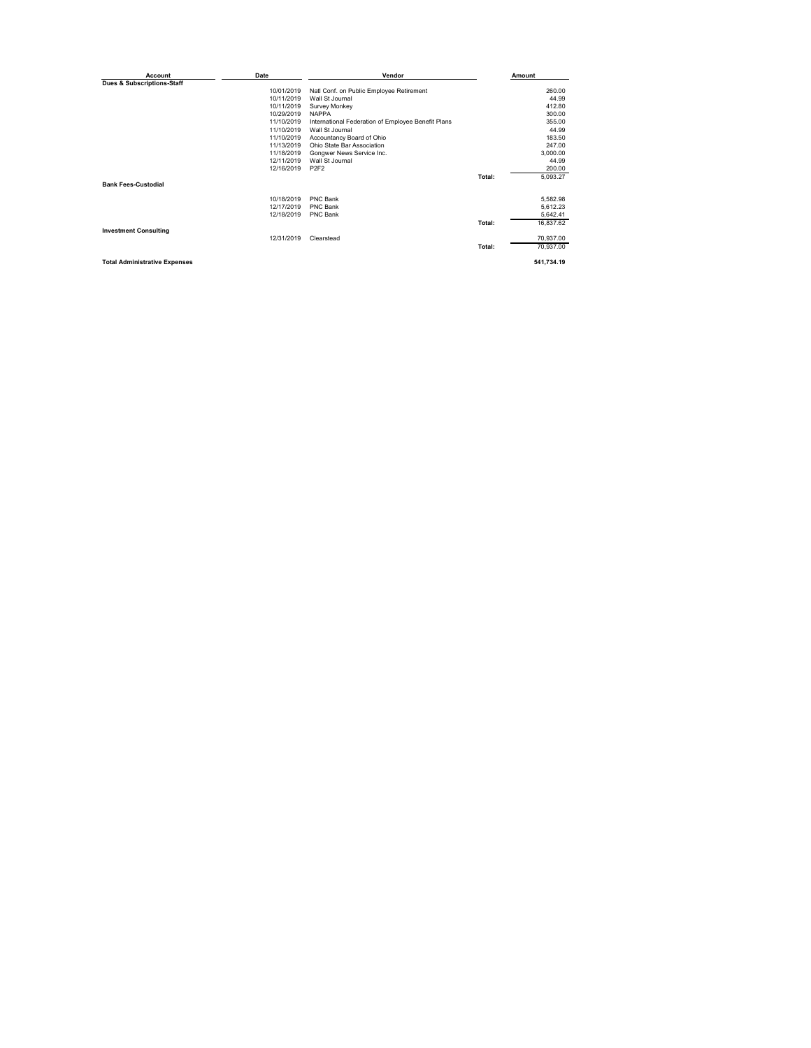| Account | Date | Vendor | | Amount |
|---|---|---|---|---|
| **Dues & Subscriptions-Staff** | | | | |
| | 10/01/2019 | Natl Conf. on Public Employee Retirement | | 260.00 |
| | 10/11/2019 | Wall St Journal | | 44.99 |
| | 10/11/2019 | Survey Monkey | | 412.80 |
| | 10/29/2019 | NAPPA | | 300.00 |
| | 11/10/2019 | International Federation of Employee Benefit Plans | | 355.00 |
| | 11/10/2019 | Wall St Journal | | 44.99 |
| | 11/10/2019 | Accountancy Board of Ohio | | 183.50 |
| | 11/13/2019 | Ohio State Bar Association | | 247.00 |
| | 11/18/2019 | Gongwer News Service Inc. | | 3,000.00 |
| | 12/11/2019 | Wall St Journal | | 44.99 |
| | 12/16/2019 | P2F2 | | 200.00 |
| | | | **Total:** | 5,093.27 |
| **Bank Fees-Custodial** | | | | |
| | 10/18/2019 | PNC Bank | | 5,582.98 |
| | 12/17/2019 | PNC Bank | | 5,612.23 |
| | 12/18/2019 | PNC Bank | | 5,642.41 |
| | | | **Total:** | 16,837.62 |
| **Investment Consulting** | | | | |
| | 12/31/2019 | Clearstead | | 70,937.00 |
| | | | **Total:** | 70,937.00 |
| **Total Administrative Expenses** | | | | **541,734.19** |